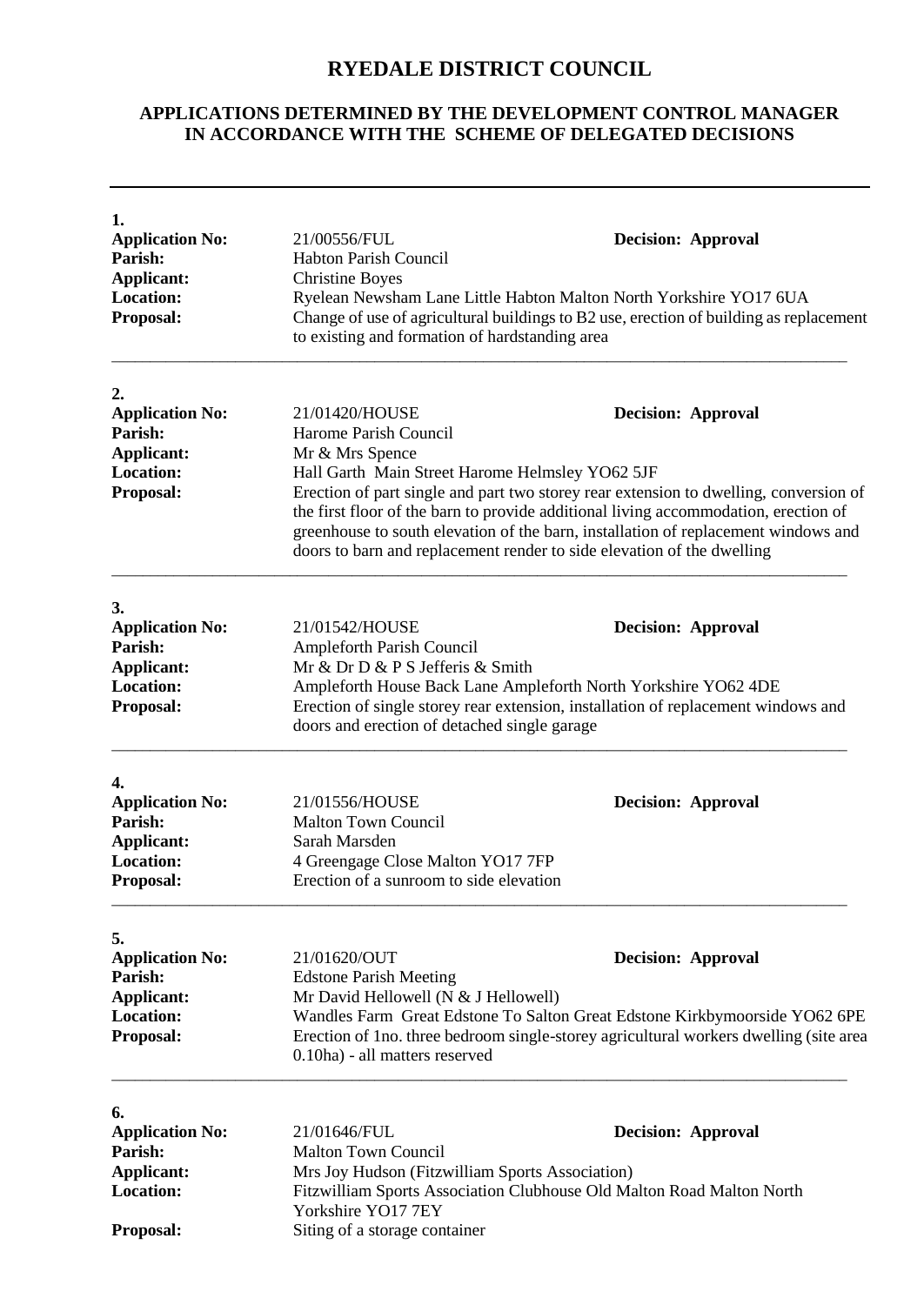# RYEDALE DISTRICT COUNCIL

## APPLICATIONS DETERMINED BY THE DEVELOPMENT CONTROL MANAGER IN ACCORDANCE WITH THE SCHEME OF DELEGATED DECISIONS

---

**1.**

**Application No:** 21/00556/FUL **Decision: Approval**
**Parish:** Habton Parish Council
**Applicant:** Christine Boyes
**Location:** Ryelean Newsham Lane Little Habton Malton North Yorkshire YO17 6UA
**Proposal:** Change of use of agricultural buildings to B2 use, erection of building as replacement to existing and formation of hardstanding area

---

**2.**

**Application No:** 21/01420/HOUSE **Decision: Approval**
**Parish:** Harome Parish Council
**Applicant:** Mr & Mrs Spence
**Location:** Hall Garth Main Street Harome Helmsley YO62 5JF
**Proposal:** Erection of part single and part two storey rear extension to dwelling, conversion of the first floor of the barn to provide additional living accommodation, erection of greenhouse to south elevation of the barn, installation of replacement windows and doors to barn and replacement render to side elevation of the dwelling

---

**3.**

**Application No:** 21/01542/HOUSE **Decision: Approval**
**Parish:** Ampleforth Parish Council
**Applicant:** Mr & Dr D & P S Jefferis & Smith
**Location:** Ampleforth House Back Lane Ampleforth North Yorkshire YO62 4DE
**Proposal:** Erection of single storey rear extension, installation of replacement windows and doors and erection of detached single garage

---

**4.**

**Application No:** 21/01556/HOUSE **Decision: Approval**
**Parish:** Malton Town Council
**Applicant:** Sarah Marsden
**Location:** 4 Greengage Close Malton YO17 7FP
**Proposal:** Erection of a sunroom to side elevation

---

**5.**

**Application No:** 21/01620/OUT **Decision: Approval**
**Parish:** Edstone Parish Meeting
**Applicant:** Mr David Hellowell (N & J Hellowell)
**Location:** Wandles Farm Great Edstone To Salton Great Edstone Kirkbymoorside YO62 6PE
**Proposal:** Erection of 1no. three bedroom single-storey agricultural workers dwelling (site area 0.10ha) - all matters reserved

---

**6.**

**Application No:** 21/01646/FUL **Decision: Approval**
**Parish:** Malton Town Council
**Applicant:** Mrs Joy Hudson (Fitzwilliam Sports Association)
**Location:** Fitzwilliam Sports Association Clubhouse Old Malton Road Malton North Yorkshire YO17 7EY
**Proposal:** Siting of a storage container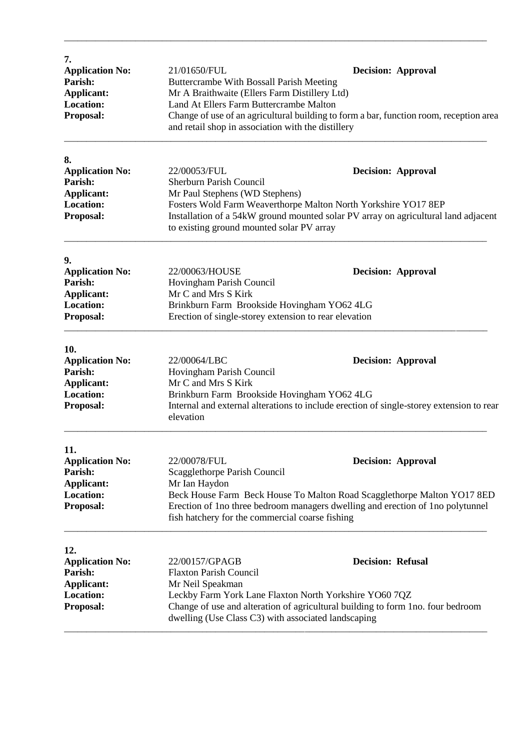---

**7.**

**Application No:** 21/01650/FUL **Decision: Approval**
**Parish:** Buttercrambe With Bossall Parish Meeting
**Applicant:** Mr A Braithwaite (Ellers Farm Distillery Ltd)
**Location:** Land At Ellers Farm Buttercrambe Malton
**Proposal:** Change of use of an agricultural building to form a bar, function room, reception area and retail shop in association with the distillery

---

**8.**

**Application No:** 22/00053/FUL **Decision: Approval**
**Parish:** Sherburn Parish Council
**Applicant:** Mr Paul Stephens (WD Stephens)
**Location:** Fosters Wold Farm Weaverthorpe Malton North Yorkshire YO17 8EP
**Proposal:** Installation of a 54kW ground mounted solar PV array on agricultural land adjacent to existing ground mounted solar PV array

---

**9.**

**Application No:** 22/00063/HOUSE **Decision: Approval**
**Parish:** Hovingham Parish Council
**Applicant:** Mr C and Mrs S Kirk
**Location:** Brinkburn Farm Brookside Hovingham YO62 4LG
**Proposal:** Erection of single-storey extension to rear elevation

---

**10.**

**Application No:** 22/00064/LBC **Decision: Approval**
**Parish:** Hovingham Parish Council
**Applicant:** Mr C and Mrs S Kirk
**Location:** Brinkburn Farm Brookside Hovingham YO62 4LG
**Proposal:** Internal and external alterations to include erection of single-storey extension to rear elevation

---

**11.**

**Application No:** 22/00078/FUL **Decision: Approval**
**Parish:** Scagglethorpe Parish Council
**Applicant:** Mr Ian Haydon
**Location:** Beck House Farm Beck House To Malton Road Scagglethorpe Malton YO17 8ED
**Proposal:** Erection of 1no three bedroom managers dwelling and erection of 1no polytunnel fish hatchery for the commercial coarse fishing

---

**12.**

**Application No:** 22/00157/GPAGB **Decision: Refusal**
**Parish:** Flaxton Parish Council
**Applicant:** Mr Neil Speakman
**Location:** Leckby Farm York Lane Flaxton North Yorkshire YO60 7QZ
**Proposal:** Change of use and alteration of agricultural building to form 1no. four bedroom dwelling (Use Class C3) with associated landscaping

---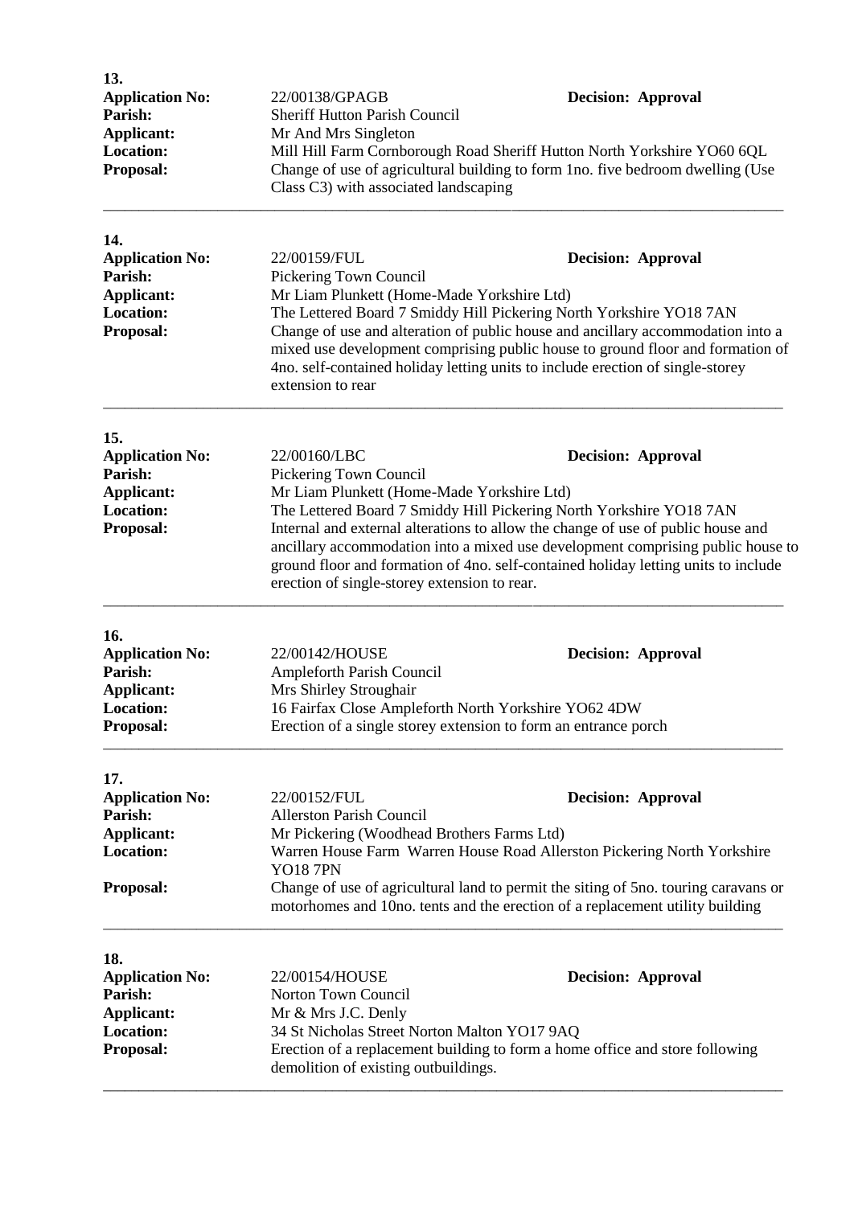**13.**

**Application No:** 22/00138/GPAGB **Decision: Approval**
**Parish:** Sheriff Hutton Parish Council
**Applicant:** Mr And Mrs Singleton
**Location:** Mill Hill Farm Cornborough Road Sheriff Hutton North Yorkshire YO60 6QL
**Proposal:** Change of use of agricultural building to form 1no. five bedroom dwelling (Use Class C3) with associated landscaping

---

**14.**

**Application No:** 22/00159/FUL **Decision: Approval**
**Parish:** Pickering Town Council
**Applicant:** Mr Liam Plunkett (Home-Made Yorkshire Ltd)
**Location:** The Lettered Board 7 Smiddy Hill Pickering North Yorkshire YO18 7AN
**Proposal:** Change of use and alteration of public house and ancillary accommodation into a mixed use development comprising public house to ground floor and formation of 4no. self-contained holiday letting units to include erection of single-storey extension to rear

---

**15.**

**Application No:** 22/00160/LBC **Decision: Approval**
**Parish:** Pickering Town Council
**Applicant:** Mr Liam Plunkett (Home-Made Yorkshire Ltd)
**Location:** The Lettered Board 7 Smiddy Hill Pickering North Yorkshire YO18 7AN
**Proposal:** Internal and external alterations to allow the change of use of public house and ancillary accommodation into a mixed use development comprising public house to ground floor and formation of 4no. self-contained holiday letting units to include erection of single-storey extension to rear.

---

**16.**

**Application No:** 22/00142/HOUSE **Decision: Approval**
**Parish:** Ampleforth Parish Council
**Applicant:** Mrs Shirley Stroughair
**Location:** 16 Fairfax Close Ampleforth North Yorkshire YO62 4DW
**Proposal:** Erection of a single storey extension to form an entrance porch

---

**17.**

**Application No:** 22/00152/FUL **Decision: Approval**
**Parish:** Allerston Parish Council
**Applicant:** Mr Pickering (Woodhead Brothers Farms Ltd)
**Location:** Warren House Farm Warren House Road Allerston Pickering North Yorkshire YO18 7PN
**Proposal:** Change of use of agricultural land to permit the siting of 5no. touring caravans or motorhomes and 10no. tents and the erection of a replacement utility building

---

**18.**

**Application No:** 22/00154/HOUSE **Decision: Approval**
**Parish:** Norton Town Council
**Applicant:** Mr & Mrs J.C. Denly
**Location:** 34 St Nicholas Street Norton Malton YO17 9AQ
**Proposal:** Erection of a replacement building to form a home office and store following demolition of existing outbuildings.

---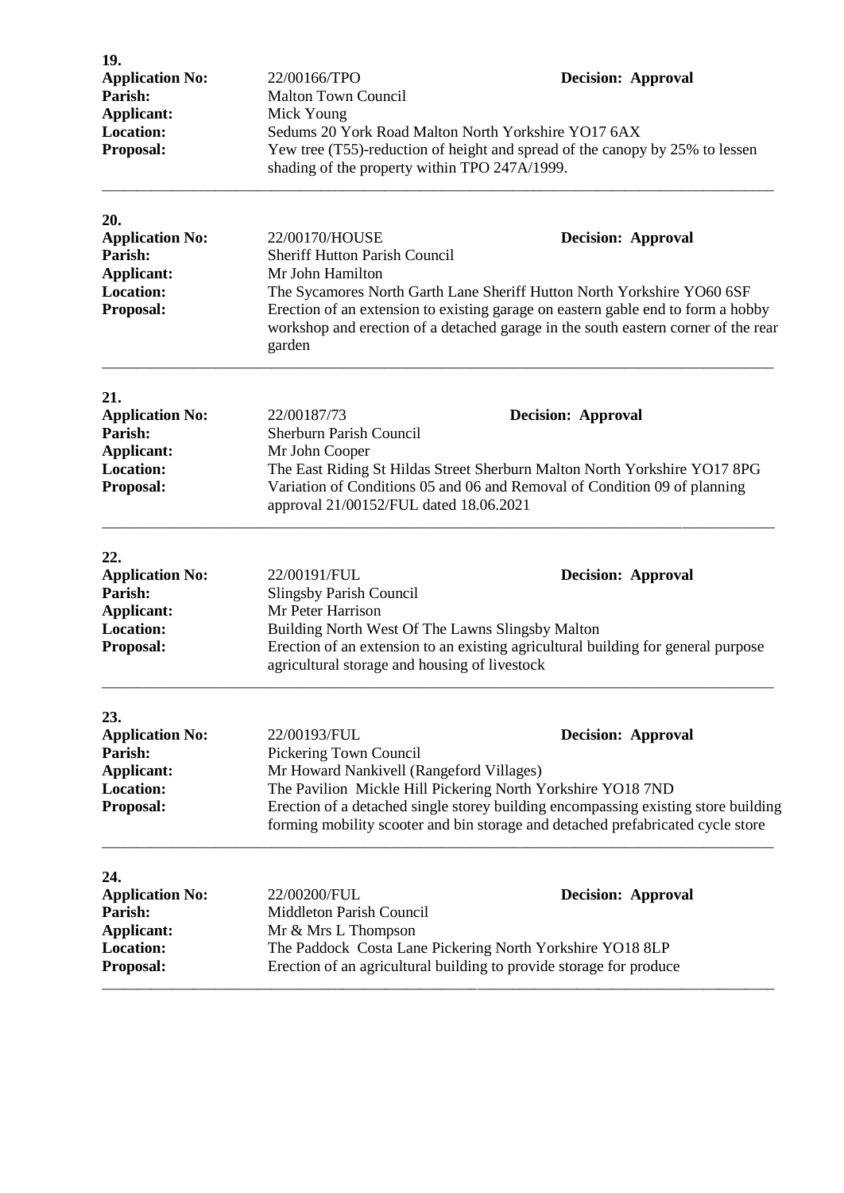**19.**

**Application No:** 22/00166/TPO **Decision: Approval**
**Parish:** Malton Town Council
**Applicant:** Mick Young
**Location:** Sedums 20 York Road Malton North Yorkshire YO17 6AX
**Proposal:** Yew tree (T55)-reduction of height and spread of the canopy by 25% to lessen shading of the property within TPO 247A/1999.

---

**20.**

**Application No:** 22/00170/HOUSE **Decision: Approval**
**Parish:** Sheriff Hutton Parish Council
**Applicant:** Mr John Hamilton
**Location:** The Sycamores North Garth Lane Sheriff Hutton North Yorkshire YO60 6SF
**Proposal:** Erection of an extension to existing garage on eastern gable end to form a hobby workshop and erection of a detached garage in the south eastern corner of the rear garden

---

**21.**

**Application No:** 22/00187/73 **Decision: Approval**
**Parish:** Sherburn Parish Council
**Applicant:** Mr John Cooper
**Location:** The East Riding St Hildas Street Sherburn Malton North Yorkshire YO17 8PG
**Proposal:** Variation of Conditions 05 and 06 and Removal of Condition 09 of planning approval 21/00152/FUL dated 18.06.2021

---

**22.**

**Application No:** 22/00191/FUL **Decision: Approval**
**Parish:** Slingsby Parish Council
**Applicant:** Mr Peter Harrison
**Location:** Building North West Of The Lawns Slingsby Malton
**Proposal:** Erection of an extension to an existing agricultural building for general purpose agricultural storage and housing of livestock

---

**23.**

**Application No:** 22/00193/FUL **Decision: Approval**
**Parish:** Pickering Town Council
**Applicant:** Mr Howard Nankivell (Rangeford Villages)
**Location:** The Pavilion Mickle Hill Pickering North Yorkshire YO18 7ND
**Proposal:** Erection of a detached single storey building encompassing existing store building forming mobility scooter and bin storage and detached prefabricated cycle store

---

**24.**

**Application No:** 22/00200/FUL **Decision: Approval**
**Parish:** Middleton Parish Council
**Applicant:** Mr & Mrs L Thompson
**Location:** The Paddock Costa Lane Pickering North Yorkshire YO18 8LP
**Proposal:** Erection of an agricultural building to provide storage for produce

---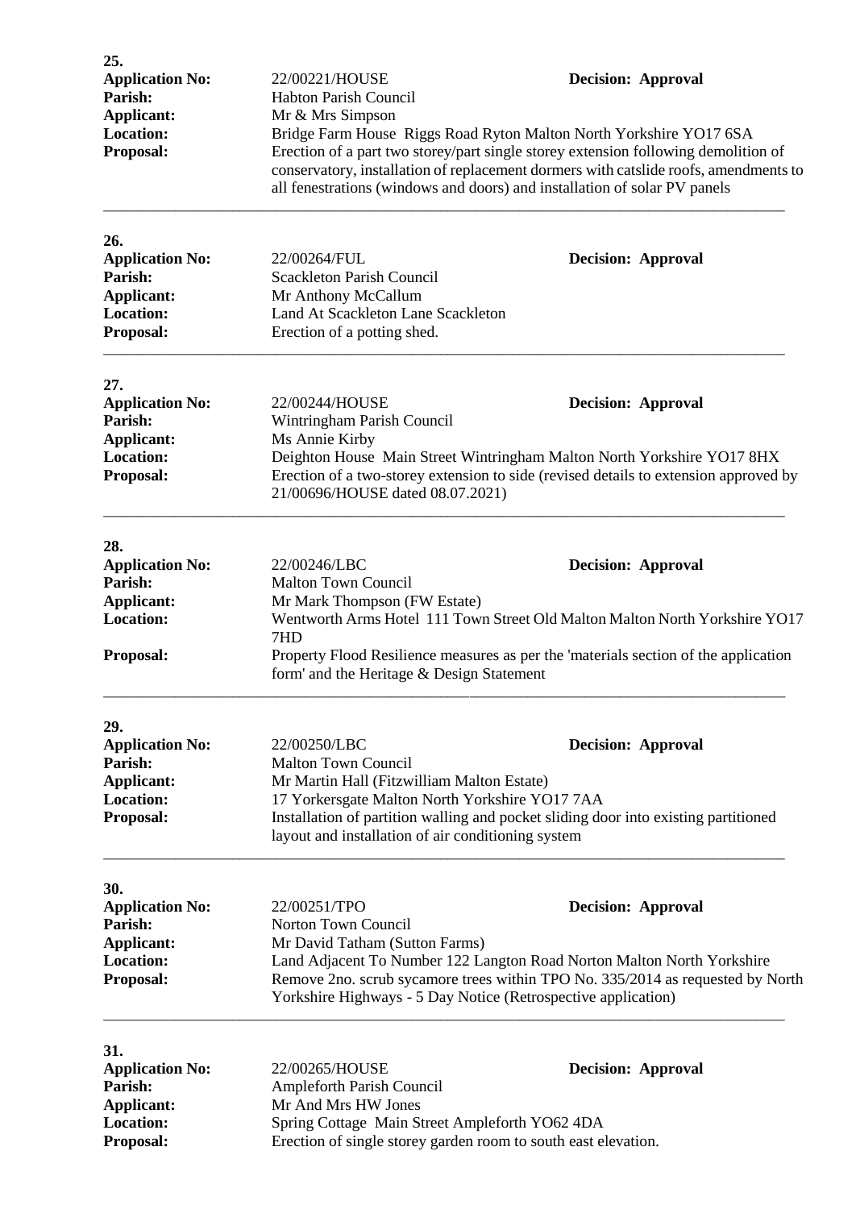**25.**

| | | |
|---|---|---|
| **Application No:** | 22/00221/HOUSE | **Decision: Approval** |
| **Parish:** | Habton Parish Council | |
| **Applicant:** | Mr & Mrs Simpson | |
| **Location:** | Bridge Farm House Riggs Road Ryton Malton North Yorkshire YO17 6SA | |
| **Proposal:** | Erection of a part two storey/part single storey extension following demolition of conservatory, installation of replacement dormers with catslide roofs, amendments to all fenestrations (windows and doors) and installation of solar PV panels | |

---

**26.**

| | | |
|---|---|---|
| **Application No:** | 22/00264/FUL | **Decision: Approval** |
| **Parish:** | Scackleton Parish Council | |
| **Applicant:** | Mr Anthony McCallum | |
| **Location:** | Land At Scackleton Lane Scackleton | |
| **Proposal:** | Erection of a potting shed. | |

---

**27.**

| | | |
|---|---|---|
| **Application No:** | 22/00244/HOUSE | **Decision: Approval** |
| **Parish:** | Wintringham Parish Council | |
| **Applicant:** | Ms Annie Kirby | |
| **Location:** | Deighton House Main Street Wintringham Malton North Yorkshire YO17 8HX | |
| **Proposal:** | Erection of a two-storey extension to side (revised details to extension approved by 21/00696/HOUSE dated 08.07.2021) | |

---

**28.**

| | | |
|---|---|---|
| **Application No:** | 22/00246/LBC | **Decision: Approval** |
| **Parish:** | Malton Town Council | |
| **Applicant:** | Mr Mark Thompson (FW Estate) | |
| **Location:** | Wentworth Arms Hotel 111 Town Street Old Malton Malton North Yorkshire YO17 7HD | |
| **Proposal:** | Property Flood Resilience measures as per the 'materials section of the application form' and the Heritage & Design Statement | |

---

**29.**

| | | |
|---|---|---|
| **Application No:** | 22/00250/LBC | **Decision: Approval** |
| **Parish:** | Malton Town Council | |
| **Applicant:** | Mr Martin Hall (Fitzwilliam Malton Estate) | |
| **Location:** | 17 Yorkersgate Malton North Yorkshire YO17 7AA | |
| **Proposal:** | Installation of partition walling and pocket sliding door into existing partitioned layout and installation of air conditioning system | |

---

**30.**

| | | |
|---|---|---|
| **Application No:** | 22/00251/TPO | **Decision: Approval** |
| **Parish:** | Norton Town Council | |
| **Applicant:** | Mr David Tatham (Sutton Farms) | |
| **Location:** | Land Adjacent To Number 122 Langton Road Norton Malton North Yorkshire | |
| **Proposal:** | Remove 2no. scrub sycamore trees within TPO No. 335/2014 as requested by North Yorkshire Highways - 5 Day Notice (Retrospective application) | |

---

**31.**

| | | |
|---|---|---|
| **Application No:** | 22/00265/HOUSE | **Decision: Approval** |
| **Parish:** | Ampleforth Parish Council | |
| **Applicant:** | Mr And Mrs HW Jones | |
| **Location:** | Spring Cottage Main Street Ampleforth YO62 4DA | |
| **Proposal:** | Erection of single storey garden room to south east elevation. | |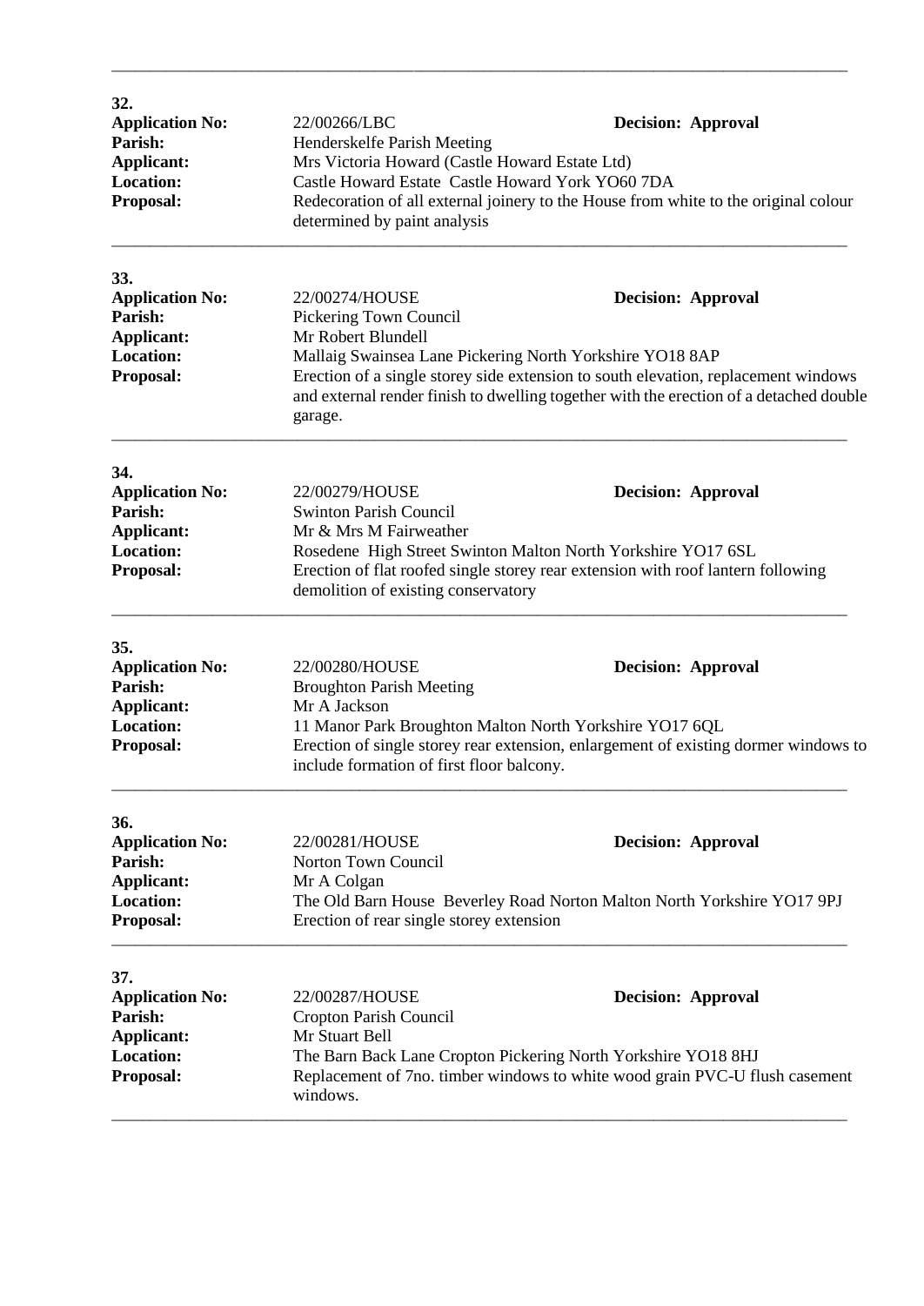---

**32.**

**Application No:** 22/00266/LBC **Decision: Approval**
**Parish:** Henderskelfe Parish Meeting
**Applicant:** Mrs Victoria Howard (Castle Howard Estate Ltd)
**Location:** Castle Howard Estate Castle Howard York YO60 7DA
**Proposal:** Redecoration of all external joinery to the House from white to the original colour determined by paint analysis

---

**33.**

**Application No:** 22/00274/HOUSE **Decision: Approval**
**Parish:** Pickering Town Council
**Applicant:** Mr Robert Blundell
**Location:** Mallaig Swainsea Lane Pickering North Yorkshire YO18 8AP
**Proposal:** Erection of a single storey side extension to south elevation, replacement windows and external render finish to dwelling together with the erection of a detached double garage.

---

**34.**

**Application No:** 22/00279/HOUSE **Decision: Approval**
**Parish:** Swinton Parish Council
**Applicant:** Mr & Mrs M Fairweather
**Location:** Rosedene High Street Swinton Malton North Yorkshire YO17 6SL
**Proposal:** Erection of flat roofed single storey rear extension with roof lantern following demolition of existing conservatory

---

**35.**

**Application No:** 22/00280/HOUSE **Decision: Approval**
**Parish:** Broughton Parish Meeting
**Applicant:** Mr A Jackson
**Location:** 11 Manor Park Broughton Malton North Yorkshire YO17 6QL
**Proposal:** Erection of single storey rear extension, enlargement of existing dormer windows to include formation of first floor balcony.

---

**36.**

**Application No:** 22/00281/HOUSE **Decision: Approval**
**Parish:** Norton Town Council
**Applicant:** Mr A Colgan
**Location:** The Old Barn House Beverley Road Norton Malton North Yorkshire YO17 9PJ
**Proposal:** Erection of rear single storey extension

---

**37.**

**Application No:** 22/00287/HOUSE **Decision: Approval**
**Parish:** Cropton Parish Council
**Applicant:** Mr Stuart Bell
**Location:** The Barn Back Lane Cropton Pickering North Yorkshire YO18 8HJ
**Proposal:** Replacement of 7no. timber windows to white wood grain PVC-U flush casement windows.

---